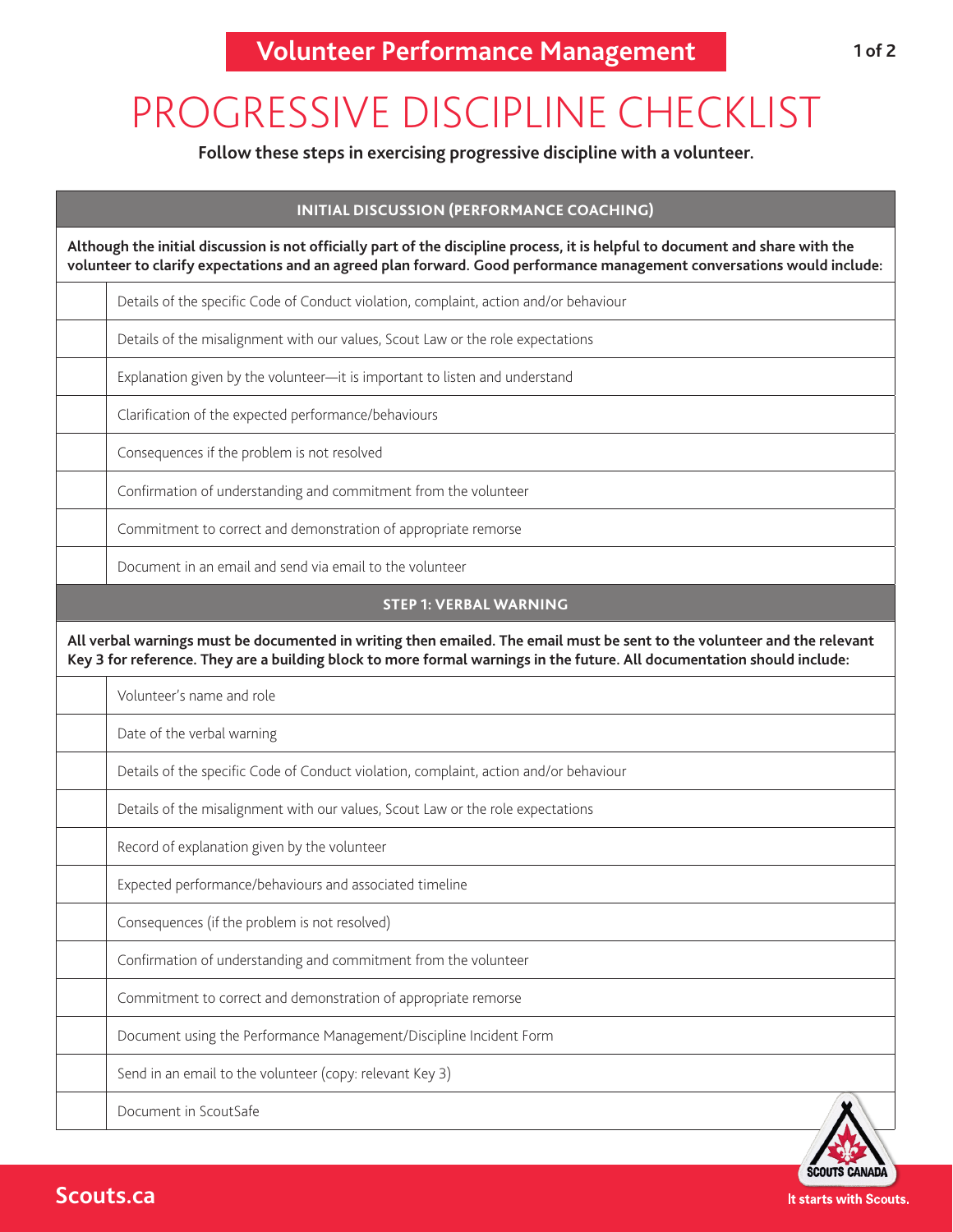Volunteer Performance Management

# PROGRESSIVE DISCIPLINE CHECKLIST

**Follow these steps in exercising progressive discipline with a volunteer.**

## INITIAL DISCUSSION (PERFORMANCE COACHING)

**Although the initial discussion is not officially part of the discipline process, it is helpful to document and share with the volunteer to clarify expectations and an agreed plan forward. Good performance management conversations would include:**

| | |
|---|---|
| | Details of the specific Code of Conduct violation, complaint, action and/or behaviour |
| | Details of the misalignment with our values, Scout Law or the role expectations |
| | Explanation given by the volunteer—it is important to listen and understand |
| | Clarification of the expected performance/behaviours |
| | Consequences if the problem is not resolved |
| | Confirmation of understanding and commitment from the volunteer |
| | Commitment to correct and demonstration of appropriate remorse |
| | Document in an email and send via email to the volunteer |

## STEP 1: VERBAL WARNING

**All verbal warnings must be documented in writing then emailed. The email must be sent to the volunteer and the relevant Key 3 for reference. They are a building block to more formal warnings in the future. All documentation should include:**

| | |
|---|---|
| | Volunteer's name and role |
| | Date of the verbal warning |
| | Details of the specific Code of Conduct violation, complaint, action and/or behaviour |
| | Details of the misalignment with our values, Scout Law or the role expectations |
| | Record of explanation given by the volunteer |
| | Expected performance/behaviours and associated timeline |
| | Consequences (if the problem is not resolved) |
| | Confirmation of understanding and commitment from the volunteer |
| | Commitment to correct and demonstration of appropriate remorse |
| | Document using the Performance Management/Discipline Incident Form |
| | Send in an email to the volunteer (copy: relevant Key 3) |
| | Document in ScoutSafe |

Scouts.ca

SCOUTS CANADA

It starts with Scouts.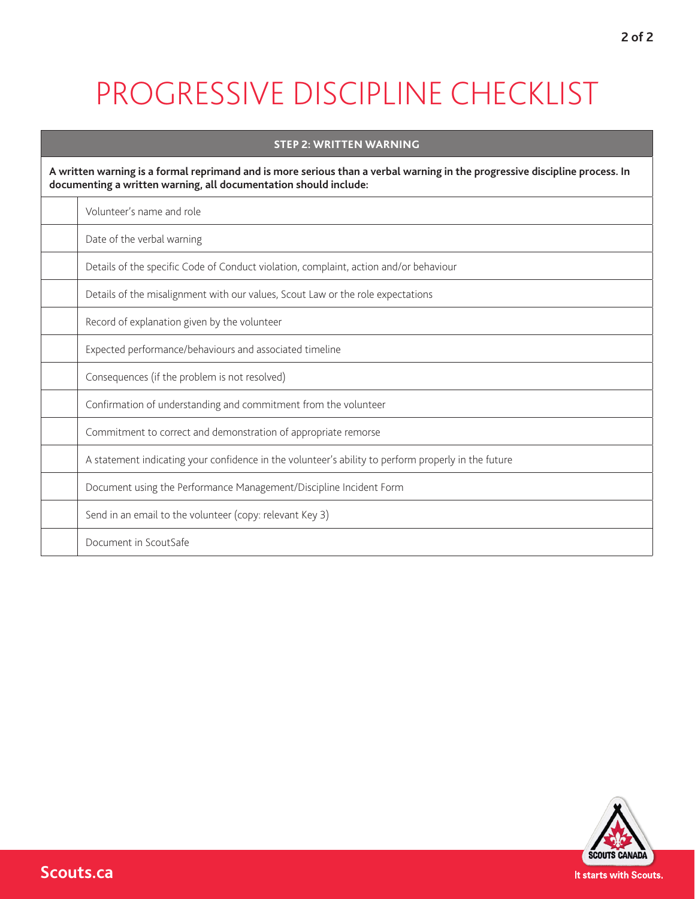# PROGRESSIVE DISCIPLINE CHECKLIST

| | STEP 2: WRITTEN WARNING |
|---|---|
| | **A written warning is a formal reprimand and is more serious than a verbal warning in the progressive discipline process. In documenting a written warning, all documentation should include:** |
| | Volunteer's name and role |
| | Date of the verbal warning |
| | Details of the specific Code of Conduct violation, complaint, action and/or behaviour |
| | Details of the misalignment with our values, Scout Law or the role expectations |
| | Record of explanation given by the volunteer |
| | Expected performance/behaviours and associated timeline |
| | Consequences (if the problem is not resolved) |
| | Confirmation of understanding and commitment from the volunteer |
| | Commitment to correct and demonstration of appropriate remorse |
| | A statement indicating your confidence in the volunteer's ability to perform properly in the future |
| | Document using the Performance Management/Discipline Incident Form |
| | Send in an email to the volunteer (copy: relevant Key 3) |
| | Document in ScoutSafe |

Scouts.ca

SCOUTS CANADA

It starts with Scouts.